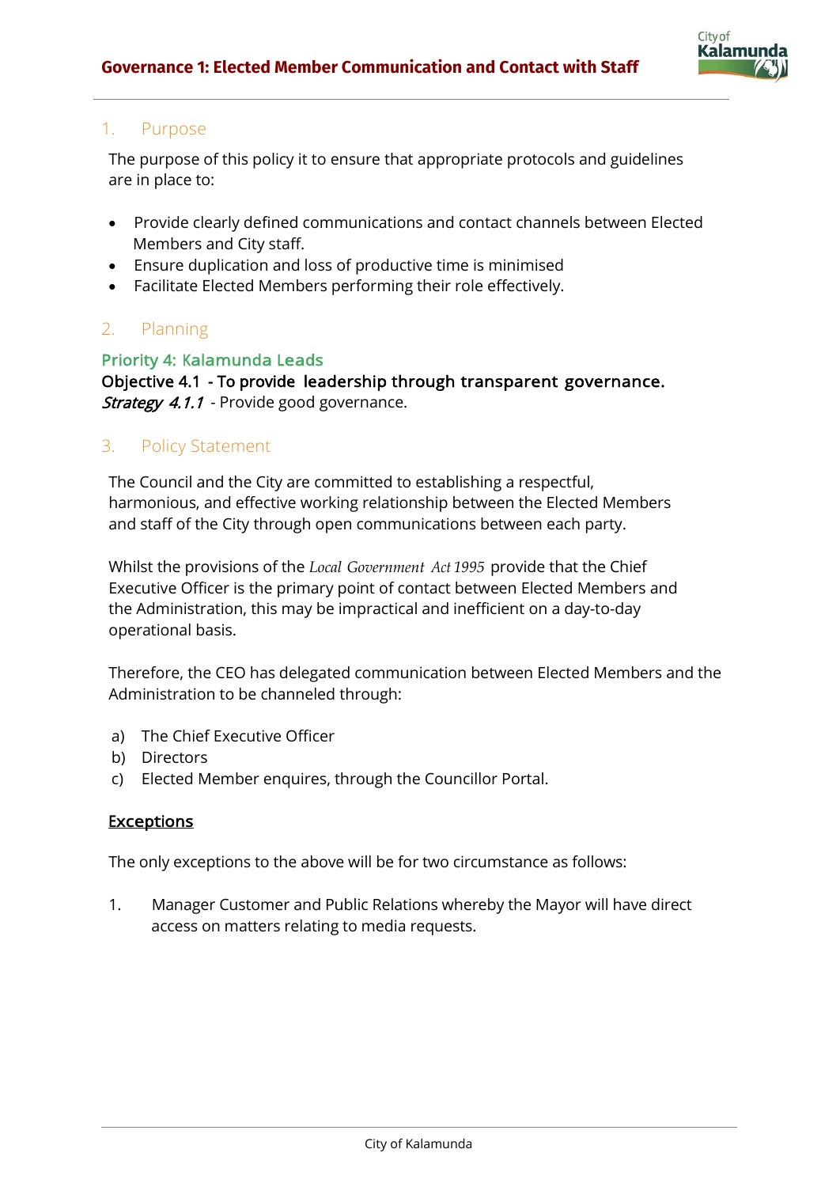# Governance 1: Elected Member Communication and Contact with Staff

## 1. Purpose

The purpose of this policy it to ensure that appropriate protocols and guidelines are in place to:

- Provide clearly defined communications and contact channels between Elected Members and City staff.
- Ensure duplication and loss of productive time is minimised
- Facilitate Elected Members performing their role effectively.

## 2. Planning

### Priority 4: Kalamunda Leads

**Objective 4.1 - To provide leadership through transparent governance.**
*Strategy 4.1.1* - Provide good governance.

## 3. Policy Statement

The Council and the City are committed to establishing a respectful, harmonious, and effective working relationship between the Elected Members and staff of the City through open communications between each party.

Whilst the provisions of the *Local Government Act 1995* provide that the Chief Executive Officer is the primary point of contact between Elected Members and the Administration, this may be impractical and inefficient on a day-to-day operational basis.

Therefore, the CEO has delegated communication between Elected Members and the Administration to be channeled through:

a) The Chief Executive Officer
b) Directors
c) Elected Member enquires, through the Councillor Portal.

**Exceptions**

The only exceptions to the above will be for two circumstance as follows:

1. Manager Customer and Public Relations whereby the Mayor will have direct access on matters relating to media requests.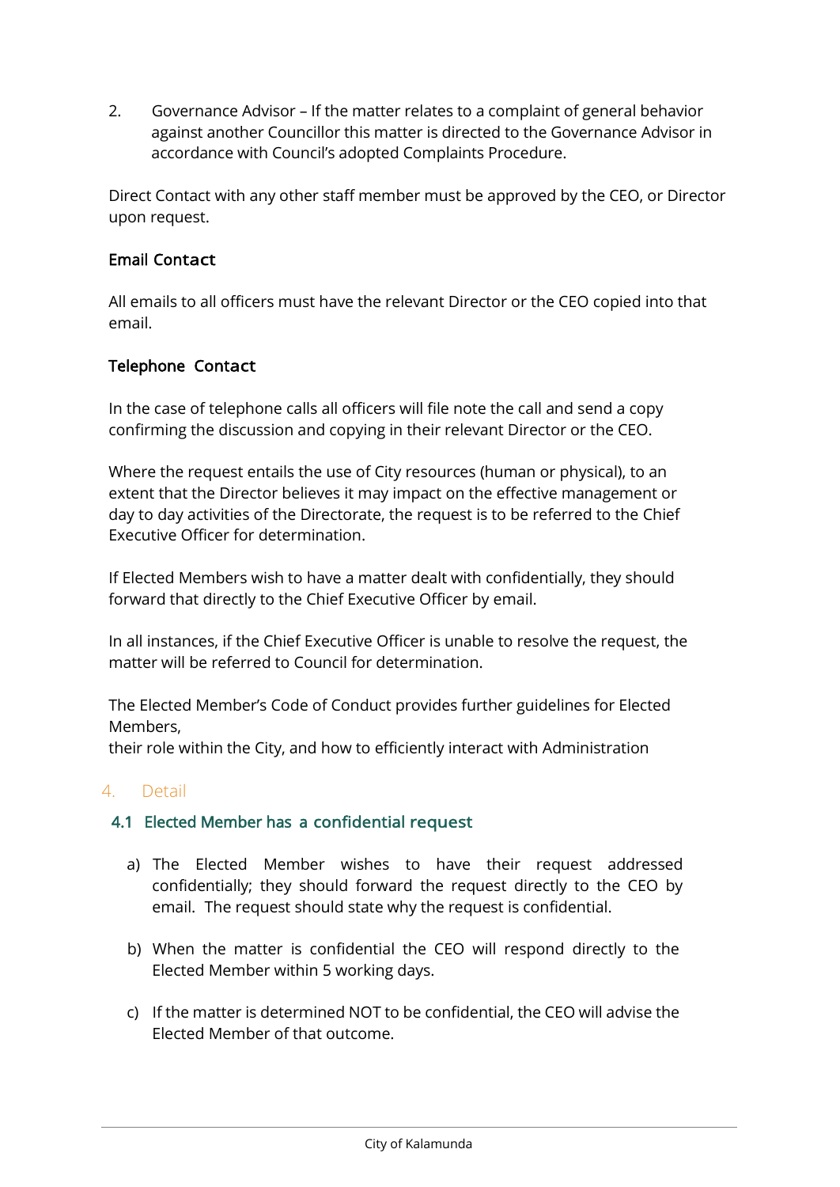2. Governance Advisor – If the matter relates to a complaint of general behavior against another Councillor this matter is directed to the Governance Advisor in accordance with Council's adopted Complaints Procedure.

Direct Contact with any other staff member must be approved by the CEO, or Director upon request.

**Email Contact**

All emails to all officers must have the relevant Director or the CEO copied into that email.

**Telephone Contact**

In the case of telephone calls all officers will file note the call and send a copy confirming the discussion and copying in their relevant Director or the CEO.

Where the request entails the use of City resources (human or physical), to an extent that the Director believes it may impact on the effective management or day to day activities of the Directorate, the request is to be referred to the Chief Executive Officer for determination.

If Elected Members wish to have a matter dealt with confidentially, they should forward that directly to the Chief Executive Officer by email.

In all instances, if the Chief Executive Officer is unable to resolve the request, the matter will be referred to Council for determination.

The Elected Member's Code of Conduct provides further guidelines for Elected Members,
their role within the City, and how to efficiently interact with Administration

## 4. Detail

### 4.1 Elected Member has a confidential request

a) The Elected Member wishes to have their request addressed confidentially; they should forward the request directly to the CEO by email. The request should state why the request is confidential.

b) When the matter is confidential the CEO will respond directly to the Elected Member within 5 working days.

c) If the matter is determined NOT to be confidential, the CEO will advise the Elected Member of that outcome.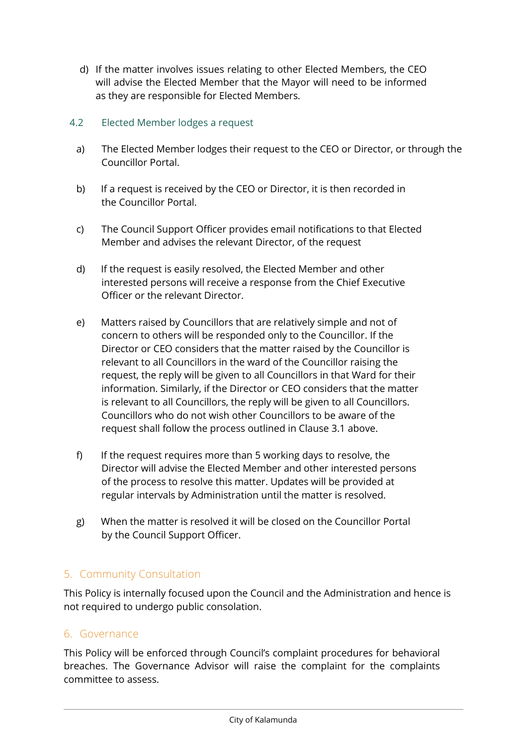d) If the matter involves issues relating to other Elected Members, the CEO will advise the Elected Member that the Mayor will need to be informed as they are responsible for Elected Members.

### 4.2 Elected Member lodges a request

a) The Elected Member lodges their request to the CEO or Director, or through the Councillor Portal.

b) If a request is received by the CEO or Director, it is then recorded in the Councillor Portal.

c) The Council Support Officer provides email notifications to that Elected Member and advises the relevant Director, of the request

d) If the request is easily resolved, the Elected Member and other interested persons will receive a response from the Chief Executive Officer or the relevant Director.

e) Matters raised by Councillors that are relatively simple and not of concern to others will be responded only to the Councillor. If the Director or CEO considers that the matter raised by the Councillor is relevant to all Councillors in the ward of the Councillor raising the request, the reply will be given to all Councillors in that Ward for their information. Similarly, if the Director or CEO considers that the matter is relevant to all Councillors, the reply will be given to all Councillors. Councillors who do not wish other Councillors to be aware of the request shall follow the process outlined in Clause 3.1 above.

f) If the request requires more than 5 working days to resolve, the Director will advise the Elected Member and other interested persons of the process to resolve this matter. Updates will be provided at regular intervals by Administration until the matter is resolved.

g) When the matter is resolved it will be closed on the Councillor Portal by the Council Support Officer.

## 5. Community Consultation

This Policy is internally focused upon the Council and the Administration and hence is not required to undergo public consolation.

## 6. Governance

This Policy will be enforced through Council's complaint procedures for behavioral breaches. The Governance Advisor will raise the complaint for the complaints committee to assess.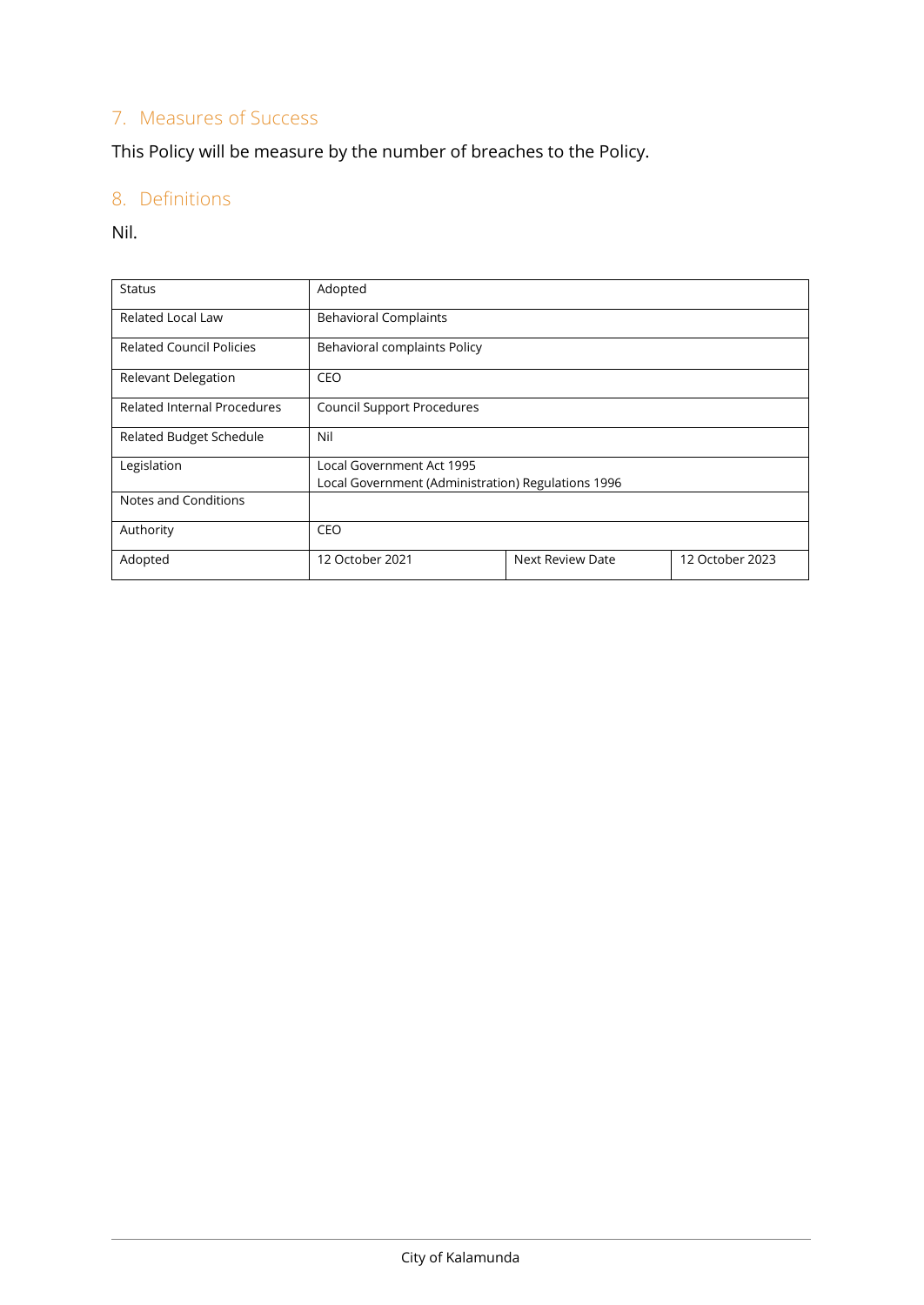## 7. Measures of Success

This Policy will be measure by the number of breaches to the Policy.

## 8. Definitions

Nil.

| | | | |
|---|---|---|---|
| Status | Adopted | | |
| Related Local Law | Behavioral Complaints | | |
| Related Council Policies | Behavioral complaints Policy | | |
| Relevant Delegation | CEO | | |
| Related Internal Procedures | Council Support Procedures | | |
| Related Budget Schedule | Nil | | |
| Legislation | Local Government Act 1995<br>Local Government (Administration) Regulations 1996 | | |
| Notes and Conditions | | | |
| Authority | CEO | | |
| Adopted | 12 October 2021 | Next Review Date | 12 October 2023 |